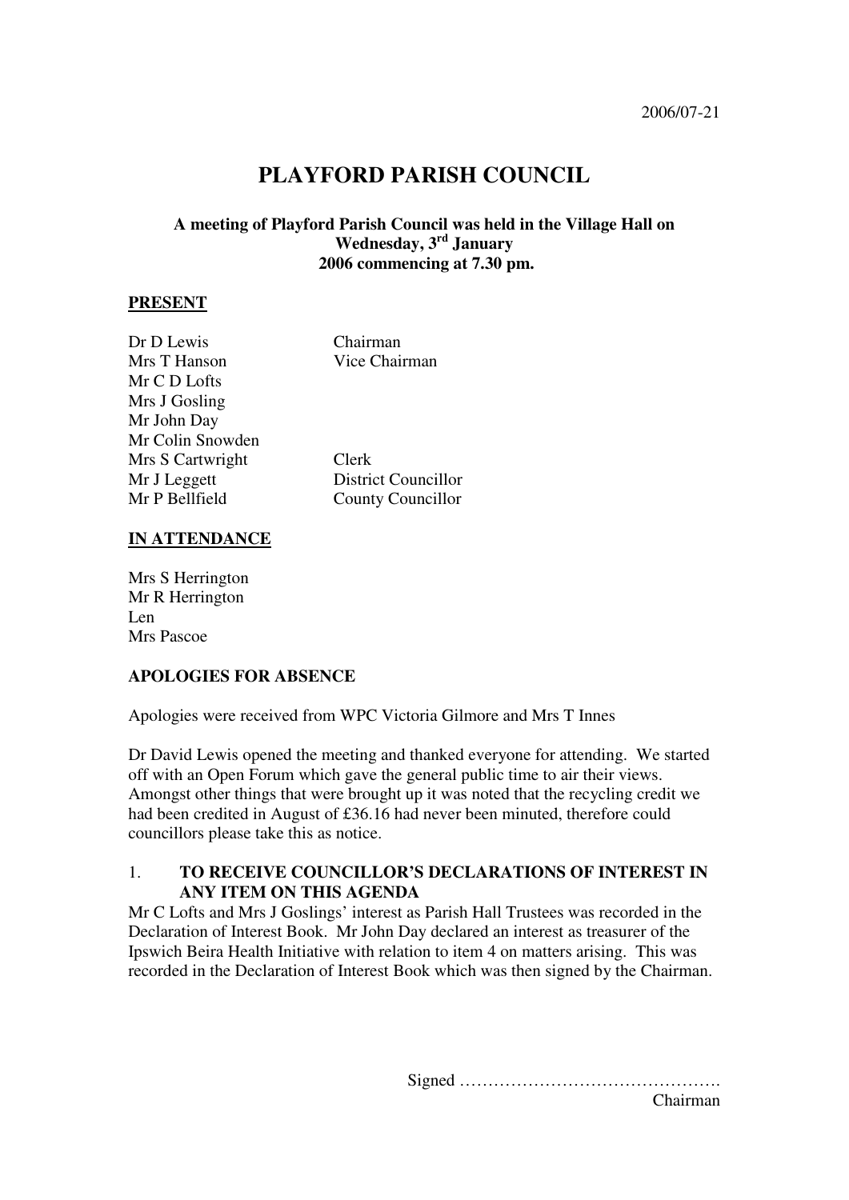2006/07-21

# PLAYFORD PARISH COUNCIL

**A meeting of Playford Parish Council was held in the Village Hall on Wednesday, 3rd January 2006 commencing at 7.30 pm.**

## PRESENT

| | |
|---|---|
| Dr D Lewis | Chairman |
| Mrs T Hanson | Vice Chairman |
| Mr C D Lofts | |
| Mrs J Gosling | |
| Mr John Day | |
| Mr Colin Snowden | |
| Mrs S Cartwright | Clerk |
| Mr J Leggett | District Councillor |
| Mr P Bellfield | County Councillor |

## IN ATTENDANCE

Mrs S Herrington
Mr R Herrington
Len
Mrs Pascoe

## APOLOGIES FOR ABSENCE

Apologies were received from WPC Victoria Gilmore and Mrs T Innes

Dr David Lewis opened the meeting and thanked everyone for attending. We started off with an Open Forum which gave the general public time to air their views. Amongst other things that were brought up it was noted that the recycling credit we had been credited in August of £36.16 had never been minuted, therefore could councillors please take this as notice.

1. **TO RECEIVE COUNCILLOR'S DECLARATIONS OF INTEREST IN ANY ITEM ON THIS AGENDA**

Mr C Lofts and Mrs J Goslings' interest as Parish Hall Trustees was recorded in the Declaration of Interest Book. Mr John Day declared an interest as treasurer of the Ipswich Beira Health Initiative with relation to item 4 on matters arising. This was recorded in the Declaration of Interest Book which was then signed by the Chairman.

Signed ……………………………………….
Chairman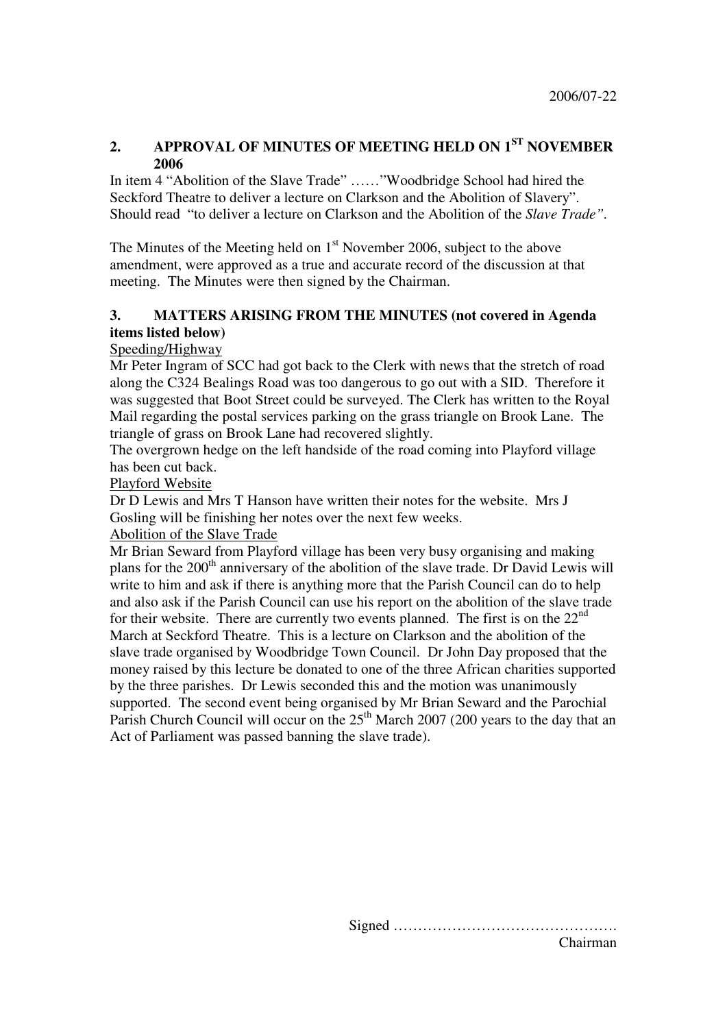2006/07-22

## 2. APPROVAL OF MINUTES OF MEETING HELD ON 1ST NOVEMBER 2006

In item 4 "Abolition of the Slave Trade" ……"Woodbridge School had hired the Seckford Theatre to deliver a lecture on Clarkson and the Abolition of Slavery". Should read "to deliver a lecture on Clarkson and the Abolition of the *Slave Trade"*.

The Minutes of the Meeting held on 1st November 2006, subject to the above amendment, were approved as a true and accurate record of the discussion at that meeting. The Minutes were then signed by the Chairman.

## 3. MATTERS ARISING FROM THE MINUTES (not covered in Agenda items listed below)

<u>Speeding/Highway</u>

Mr Peter Ingram of SCC had got back to the Clerk with news that the stretch of road along the C324 Bealings Road was too dangerous to go out with a SID. Therefore it was suggested that Boot Street could be surveyed. The Clerk has written to the Royal Mail regarding the postal services parking on the grass triangle on Brook Lane. The triangle of grass on Brook Lane had recovered slightly.

The overgrown hedge on the left handside of the road coming into Playford village has been cut back.

<u>Playford Website</u>

Dr D Lewis and Mrs T Hanson have written their notes for the website. Mrs J Gosling will be finishing her notes over the next few weeks.

<u>Abolition of the Slave Trade</u>

Mr Brian Seward from Playford village has been very busy organising and making plans for the 200th anniversary of the abolition of the slave trade. Dr David Lewis will write to him and ask if there is anything more that the Parish Council can do to help and also ask if the Parish Council can use his report on the abolition of the slave trade for their website. There are currently two events planned. The first is on the 22nd March at Seckford Theatre. This is a lecture on Clarkson and the abolition of the slave trade organised by Woodbridge Town Council. Dr John Day proposed that the money raised by this lecture be donated to one of the three African charities supported by the three parishes. Dr Lewis seconded this and the motion was unanimously supported. The second event being organised by Mr Brian Seward and the Parochial Parish Church Council will occur on the 25th March 2007 (200 years to the day that an Act of Parliament was passed banning the slave trade).

Signed ……………………………………….
Chairman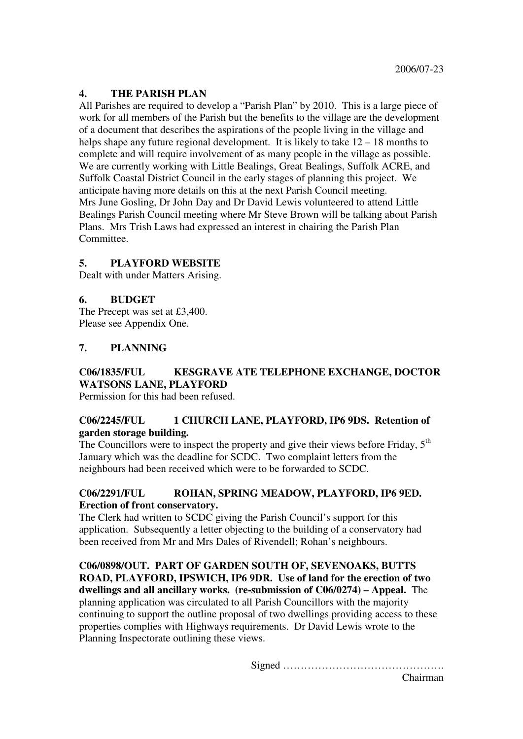2006/07-23

## 4. THE PARISH PLAN

All Parishes are required to develop a "Parish Plan" by 2010. This is a large piece of work for all members of the Parish but the benefits to the village are the development of a document that describes the aspirations of the people living in the village and helps shape any future regional development. It is likely to take 12 – 18 months to complete and will require involvement of as many people in the village as possible. We are currently working with Little Bealings, Great Bealings, Suffolk ACRE, and Suffolk Coastal District Council in the early stages of planning this project. We anticipate having more details on this at the next Parish Council meeting.
Mrs June Gosling, Dr John Day and Dr David Lewis volunteered to attend Little Bealings Parish Council meeting where Mr Steve Brown will be talking about Parish Plans. Mrs Trish Laws had expressed an interest in chairing the Parish Plan Committee.

## 5. PLAYFORD WEBSITE

Dealt with under Matters Arising.

## 6. BUDGET

The Precept was set at £3,400.
Please see Appendix One.

## 7. PLANNING

**C06/1835/FUL KESGRAVE ATE TELEPHONE EXCHANGE, DOCTOR WATSONS LANE, PLAYFORD**

Permission for this had been refused.

**C06/2245/FUL 1 CHURCH LANE, PLAYFORD, IP6 9DS. Retention of garden storage building.**

The Councillors were to inspect the property and give their views before Friday, 5th January which was the deadline for SCDC. Two complaint letters from the neighbours had been received which were to be forwarded to SCDC.

**C06/2291/FUL ROHAN, SPRING MEADOW, PLAYFORD, IP6 9ED. Erection of front conservatory.**

The Clerk had written to SCDC giving the Parish Council's support for this application. Subsequently a letter objecting to the building of a conservatory had been received from Mr and Mrs Dales of Rivendell; Rohan's neighbours.

**C06/0898/OUT. PART OF GARDEN SOUTH OF, SEVENOAKS, BUTTS ROAD, PLAYFORD, IPSWICH, IP6 9DR. Use of land for the erection of two dwellings and all ancillary works. (re-submission of C06/0274) – Appeal.** The planning application was circulated to all Parish Councillors with the majority continuing to support the outline proposal of two dwellings providing access to these properties complies with Highways requirements. Dr David Lewis wrote to the Planning Inspectorate outlining these views.

Signed ……………………………………….
Chairman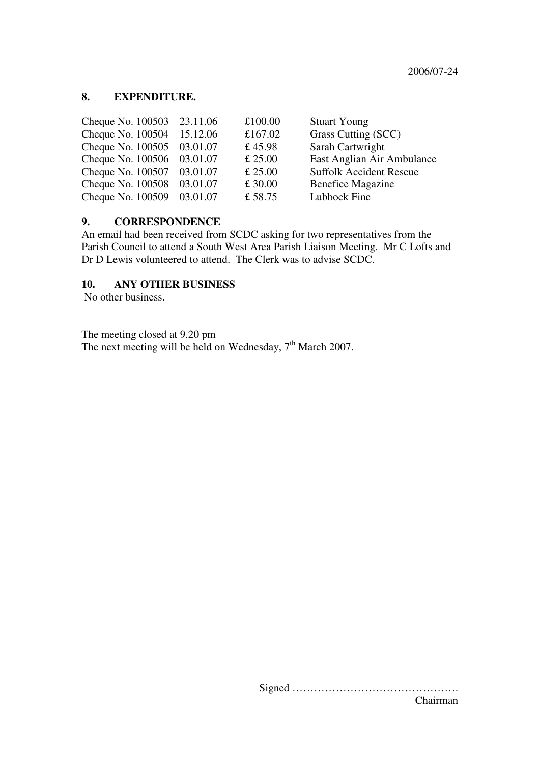2006/07-24

## 8. EXPENDITURE.

| | | | |
|---|---|---|---|
| Cheque No. 100503 | 23.11.06 | £100.00 | Stuart Young |
| Cheque No. 100504 | 15.12.06 | £167.02 | Grass Cutting (SCC) |
| Cheque No. 100505 | 03.01.07 | £ 45.98 | Sarah Cartwright |
| Cheque No. 100506 | 03.01.07 | £ 25.00 | East Anglian Air Ambulance |
| Cheque No. 100507 | 03.01.07 | £ 25.00 | Suffolk Accident Rescue |
| Cheque No. 100508 | 03.01.07 | £ 30.00 | Benefice Magazine |
| Cheque No. 100509 | 03.01.07 | £ 58.75 | Lubbock Fine |

## 9. CORRESPONDENCE

An email had been received from SCDC asking for two representatives from the Parish Council to attend a South West Area Parish Liaison Meeting. Mr C Lofts and Dr D Lewis volunteered to attend. The Clerk was to advise SCDC.

## 10. ANY OTHER BUSINESS

No other business.

The meeting closed at 9.20 pm
The next meeting will be held on Wednesday, 7th March 2007.

Signed ……………………………………….
Chairman